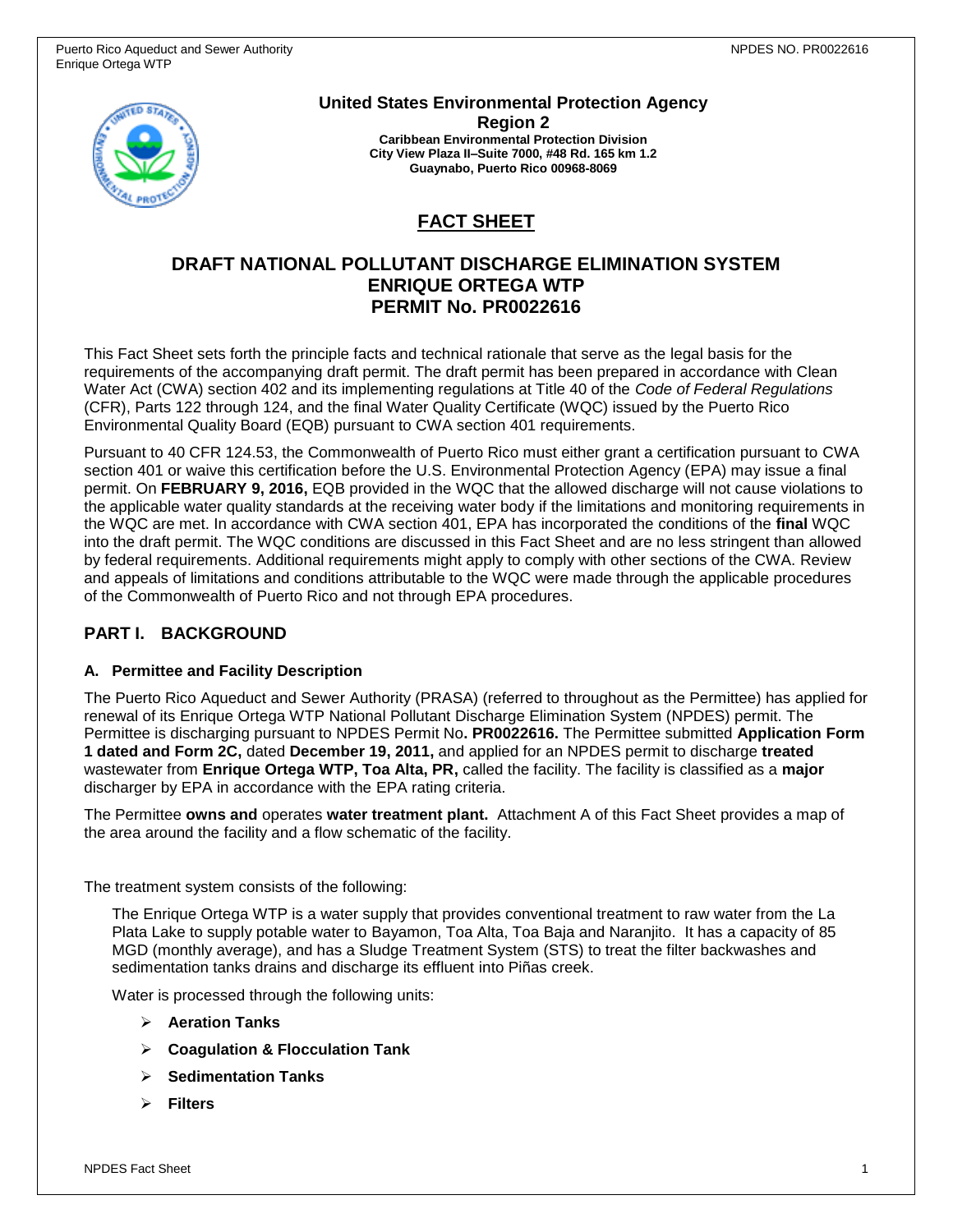**United States Environmental Protection Agency**
**Region 2**
**Caribbean Environmental Protection Division**
**City View Plaza II–Suite 7000, #48 Rd. 165 km 1.2**
**Guaynabo, Puerto Rico 00968-8069**

# FACT SHEET

## DRAFT NATIONAL POLLUTANT DISCHARGE ELIMINATION SYSTEM ENRIQUE ORTEGA WTP PERMIT No. PR0022616

This Fact Sheet sets forth the principle facts and technical rationale that serve as the legal basis for the requirements of the accompanying draft permit. The draft permit has been prepared in accordance with Clean Water Act (CWA) section 402 and its implementing regulations at Title 40 of the *Code of Federal Regulations* (CFR), Parts 122 through 124, and the final Water Quality Certificate (WQC) issued by the Puerto Rico Environmental Quality Board (EQB) pursuant to CWA section 401 requirements.

Pursuant to 40 CFR 124.53, the Commonwealth of Puerto Rico must either grant a certification pursuant to CWA section 401 or waive this certification before the U.S. Environmental Protection Agency (EPA) may issue a final permit. On **FEBRUARY 9, 2016,** EQB provided in the WQC that the allowed discharge will not cause violations to the applicable water quality standards at the receiving water body if the limitations and monitoring requirements in the WQC are met. In accordance with CWA section 401, EPA has incorporated the conditions of the **final** WQC into the draft permit. The WQC conditions are discussed in this Fact Sheet and are no less stringent than allowed by federal requirements. Additional requirements might apply to comply with other sections of the CWA. Review and appeals of limitations and conditions attributable to the WQC were made through the applicable procedures of the Commonwealth of Puerto Rico and not through EPA procedures.

## PART I. BACKGROUND

### A. Permittee and Facility Description

The Puerto Rico Aqueduct and Sewer Authority (PRASA) (referred to throughout as the Permittee) has applied for renewal of its Enrique Ortega WTP National Pollutant Discharge Elimination System (NPDES) permit. The Permittee is discharging pursuant to NPDES Permit No**. PR0022616.** The Permittee submitted **Application Form 1 dated and Form 2C,** dated **December 19, 2011,** and applied for an NPDES permit to discharge **treated** wastewater from **Enrique Ortega WTP, Toa Alta, PR,** called the facility. The facility is classified as a **major** discharger by EPA in accordance with the EPA rating criteria.

The Permittee **owns and** operates **water treatment plant.** Attachment A of this Fact Sheet provides a map of the area around the facility and a flow schematic of the facility.

The treatment system consists of the following:

The Enrique Ortega WTP is a water supply that provides conventional treatment to raw water from the La Plata Lake to supply potable water to Bayamon, Toa Alta, Toa Baja and Naranjito. It has a capacity of 85 MGD (monthly average), and has a Sludge Treatment System (STS) to treat the filter backwashes and sedimentation tanks drains and discharge its effluent into Piñas creek.

Water is processed through the following units:

- **Aeration Tanks**
- **Coagulation & Flocculation Tank**
- **Sedimentation Tanks**
- **Filters**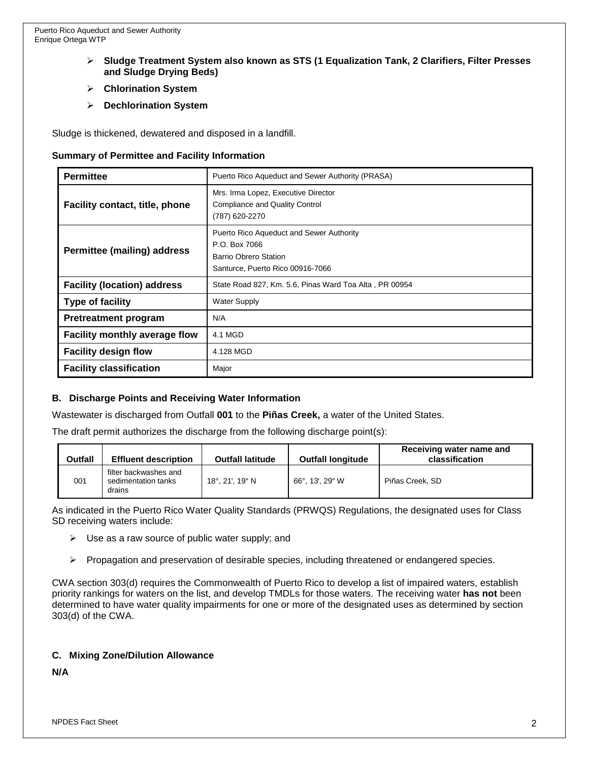- **Sludge Treatment System also known as STS (1 Equalization Tank, 2 Clarifiers, Filter Presses and Sludge Drying Beds)**
- **Chlorination System**
- **Dechlorination System**

Sludge is thickened, dewatered and disposed in a landfill.

**Summary of Permittee and Facility Information**

| | |
|---|---|
| **Permittee** | Puerto Rico Aqueduct and Sewer Authority (PRASA) |
| **Facility contact, title, phone** | Mrs. Irma Lopez, Executive Director<br>Compliance and Quality Control<br>(787) 620-2270 |
| **Permittee (mailing) address** | Puerto Rico Aqueduct and Sewer Authority<br>P.O. Box 7066<br>Barrio Obrero Station<br>Santurce, Puerto Rico 00916-7066 |
| **Facility (location) address** | State Road 827, Km. 5.6, Pinas Ward Toa Alta , PR 00954 |
| **Type of facility** | Water Supply |
| **Pretreatment program** | N/A |
| **Facility monthly average flow** | 4.1 MGD |
| **Facility design flow** | 4.128 MGD |
| **Facility classification** | Major |

## B. Discharge Points and Receiving Water Information

Wastewater is discharged from Outfall **001** to the **Piñas Creek,** a water of the United States.

The draft permit authorizes the discharge from the following discharge point(s):

| Outfall | Effluent description | Outfall latitude | Outfall longitude | Receiving water name and classification |
|---|---|---|---|---|
| 001 | filter backwashes and sedimentation tanks drains | 18°, 21', 19" N | 66°, 13', 29" W | Piñas Creek, SD |

As indicated in the Puerto Rico Water Quality Standards (PRWQS) Regulations, the designated uses for Class SD receiving waters include:

- Use as a raw source of public water supply; and
- Propagation and preservation of desirable species, including threatened or endangered species.

CWA section 303(d) requires the Commonwealth of Puerto Rico to develop a list of impaired waters, establish priority rankings for waters on the list, and develop TMDLs for those waters. The receiving water **has not** been determined to have water quality impairments for one or more of the designated uses as determined by section 303(d) of the CWA.

## C. Mixing Zone/Dilution Allowance

**N/A**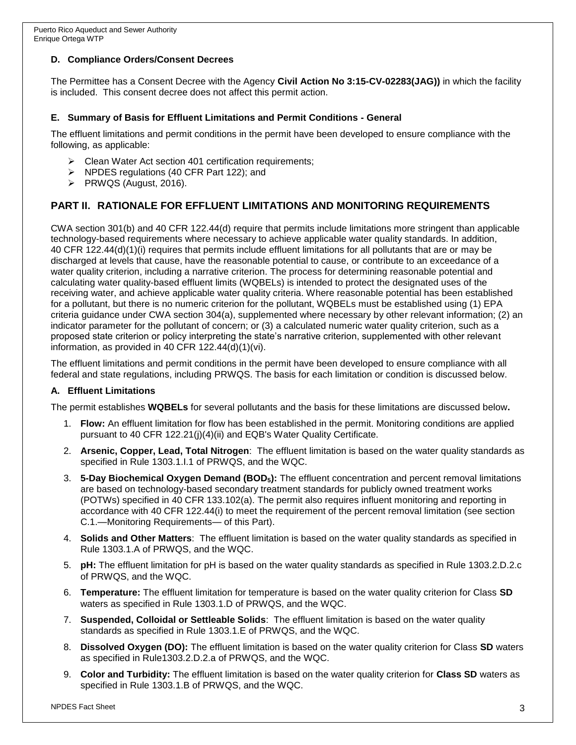### D. Compliance Orders/Consent Decrees

The Permittee has a Consent Decree with the Agency **Civil Action No 3:15-CV-02283(JAG))** in which the facility is included. This consent decree does not affect this permit action.

### E. Summary of Basis for Effluent Limitations and Permit Conditions - General

The effluent limitations and permit conditions in the permit have been developed to ensure compliance with the following, as applicable:

- Clean Water Act section 401 certification requirements;
- NPDES regulations (40 CFR Part 122); and
- PRWQS (August, 2016).

## PART II. RATIONALE FOR EFFLUENT LIMITATIONS AND MONITORING REQUIREMENTS

CWA section 301(b) and 40 CFR 122.44(d) require that permits include limitations more stringent than applicable technology-based requirements where necessary to achieve applicable water quality standards. In addition, 40 CFR 122.44(d)(1)(i) requires that permits include effluent limitations for all pollutants that are or may be discharged at levels that cause, have the reasonable potential to cause, or contribute to an exceedance of a water quality criterion, including a narrative criterion. The process for determining reasonable potential and calculating water quality-based effluent limits (WQBELs) is intended to protect the designated uses of the receiving water, and achieve applicable water quality criteria. Where reasonable potential has been established for a pollutant, but there is no numeric criterion for the pollutant, WQBELs must be established using (1) EPA criteria guidance under CWA section 304(a), supplemented where necessary by other relevant information; (2) an indicator parameter for the pollutant of concern; or (3) a calculated numeric water quality criterion, such as a proposed state criterion or policy interpreting the state's narrative criterion, supplemented with other relevant information, as provided in 40 CFR 122.44(d)(1)(vi).

The effluent limitations and permit conditions in the permit have been developed to ensure compliance with all federal and state regulations, including PRWQS. The basis for each limitation or condition is discussed below.

### A. Effluent Limitations

The permit establishes **WQBELs** for several pollutants and the basis for these limitations are discussed below**.**

1. **Flow:** An effluent limitation for flow has been established in the permit. Monitoring conditions are applied pursuant to 40 CFR 122.21(j)(4)(ii) and EQB's Water Quality Certificate.
2. **Arsenic, Copper, Lead, Total Nitrogen**: The effluent limitation is based on the water quality standards as specified in Rule 1303.1.I.1 of PRWQS, and the WQC.
3. **5-Day Biochemical Oxygen Demand ($BOD_5$):** The effluent concentration and percent removal limitations are based on technology-based secondary treatment standards for publicly owned treatment works (POTWs) specified in 40 CFR 133.102(a). The permit also requires influent monitoring and reporting in accordance with 40 CFR 122.44(i) to meet the requirement of the percent removal limitation (see section C.1.—Monitoring Requirements— of this Part).
4. **Solids and Other Matters**: The effluent limitation is based on the water quality standards as specified in Rule 1303.1.A of PRWQS, and the WQC.
5. **pH:** The effluent limitation for pH is based on the water quality standards as specified in Rule 1303.2.D.2.c of PRWQS, and the WQC.
6. **Temperature:** The effluent limitation for temperature is based on the water quality criterion for Class **SD** waters as specified in Rule 1303.1.D of PRWQS, and the WQC.
7. **Suspended, Colloidal or Settleable Solids**: The effluent limitation is based on the water quality standards as specified in Rule 1303.1.E of PRWQS, and the WQC.
8. **Dissolved Oxygen (DO):** The effluent limitation is based on the water quality criterion for Class **SD** waters as specified in Rule1303.2.D.2.a of PRWQS, and the WQC.
9. **Color and Turbidity:** The effluent limitation is based on the water quality criterion for **Class SD** waters as specified in Rule 1303.1.B of PRWQS, and the WQC.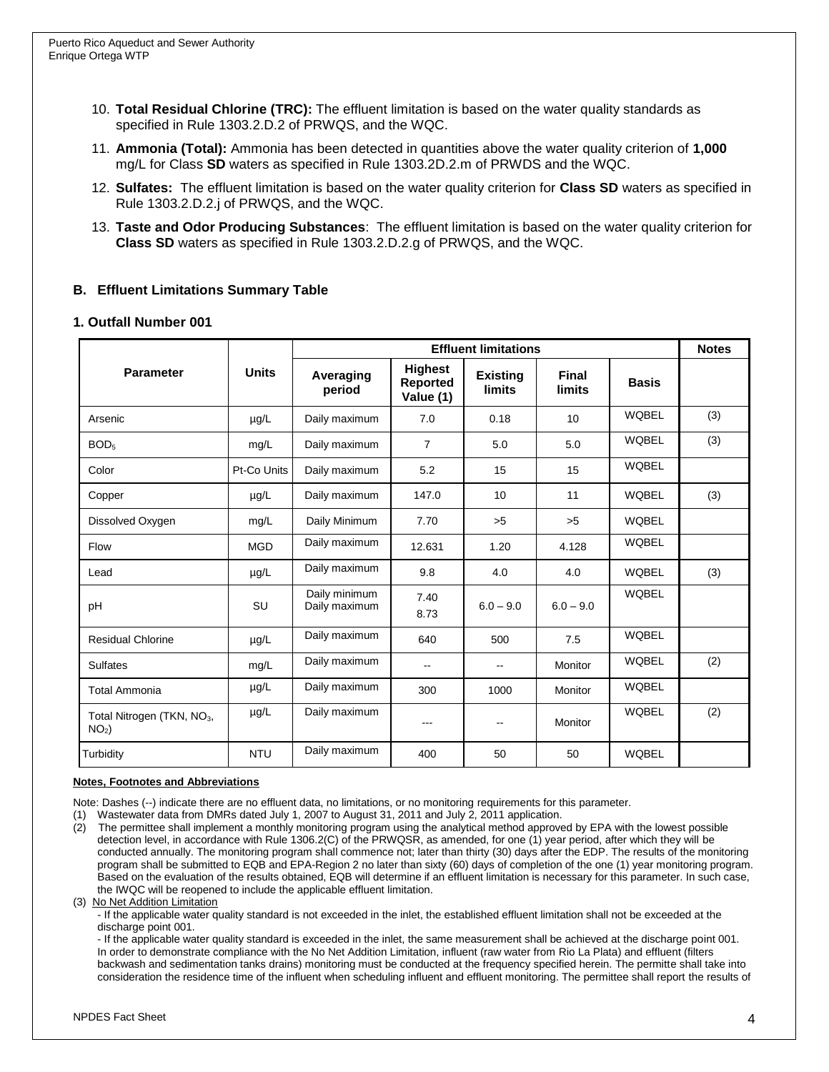10. **Total Residual Chlorine (TRC):** The effluent limitation is based on the water quality standards as specified in Rule 1303.2.D.2 of PRWQS, and the WQC.

11. **Ammonia (Total):** Ammonia has been detected in quantities above the water quality criterion of **1,000** mg/L for Class **SD** waters as specified in Rule 1303.2D.2.m of PRWDS and the WQC.

12. **Sulfates:** The effluent limitation is based on the water quality criterion for **Class SD** waters as specified in Rule 1303.2.D.2.j of PRWQS, and the WQC.

13. **Taste and Odor Producing Substances**: The effluent limitation is based on the water quality criterion for **Class SD** waters as specified in Rule 1303.2.D.2.g of PRWQS, and the WQC.

### B. Effluent Limitations Summary Table

#### 1. Outfall Number 001

| Parameter | Units | Effluent limitations | | | | | Notes |
|---|---|---|---|---|---|---|---|
| | | Averaging period | Highest Reported Value (1) | Existing limits | Final limits | Basis | |
| Arsenic | µg/L | Daily maximum | 7.0 | 0.18 | 10 | WQBEL | (3) |
| $BOD_5$ | mg/L | Daily maximum | 7 | 5.0 | 5.0 | WQBEL | (3) |
| Color | Pt-Co Units | Daily maximum | 5.2 | 15 | 15 | WQBEL | |
| Copper | µg/L | Daily maximum | 147.0 | 10 | 11 | WQBEL | (3) |
| Dissolved Oxygen | mg/L | Daily Minimum | 7.70 | >5 | >5 | WQBEL | |
| Flow | MGD | Daily maximum | 12.631 | 1.20 | 4.128 | WQBEL | |
| Lead | µg/L | Daily maximum | 9.8 | 4.0 | 4.0 | WQBEL | (3) |
| pH | SU | Daily minimum<br>Daily maximum | 7.40<br>8.73 | 6.0 – 9.0 | 6.0 – 9.0 | WQBEL | |
| Residual Chlorine | µg/L | Daily maximum | 640 | 500 | 7.5 | WQBEL | |
| Sulfates | mg/L | Daily maximum | -- | -- | Monitor | WQBEL | (2) |
| Total Ammonia | µg/L | Daily maximum | 300 | 1000 | Monitor | WQBEL | |
| Total Nitrogen (TKN, $NO_3$, $NO_2$) | µg/L | Daily maximum | --- | -- | Monitor | WQBEL | (2) |
| Turbidity | NTU | Daily maximum | 400 | 50 | 50 | WQBEL | |

**Notes, Footnotes and Abbreviations**

Note: Dashes (--) indicate there are no effluent data, no limitations, or no monitoring requirements for this parameter.

(1) Wastewater data from DMRs dated July 1, 2007 to August 31, 2011 and July 2, 2011 application.

(2) The permittee shall implement a monthly monitoring program using the analytical method approved by EPA with the lowest possible detection level, in accordance with Rule 1306.2(C) of the PRWQSR, as amended, for one (1) year period, after which they will be conducted annually. The monitoring program shall commence not; later than thirty (30) days after the EDP. The results of the monitoring program shall be submitted to EQB and EPA-Region 2 no later than sixty (60) days of completion of the one (1) year monitoring program. Based on the evaluation of the results obtained, EQB will determine if an effluent limitation is necessary for this parameter. In such case, the IWQC will be reopened to include the applicable effluent limitation.

(3) No Net Addition Limitation

- If the applicable water quality standard is not exceeded in the inlet, the established effluent limitation shall not be exceeded at the discharge point 001.
- If the applicable water quality standard is exceeded in the inlet, the same measurement shall be achieved at the discharge point 001. In order to demonstrate compliance with the No Net Addition Limitation, influent (raw water from Rio La Plata) and effluent (filters backwash and sedimentation tanks drains) monitoring must be conducted at the frequency specified herein. The permitte shall take into consideration the residence time of the influent when scheduling influent and effluent monitoring. The permittee shall report the results of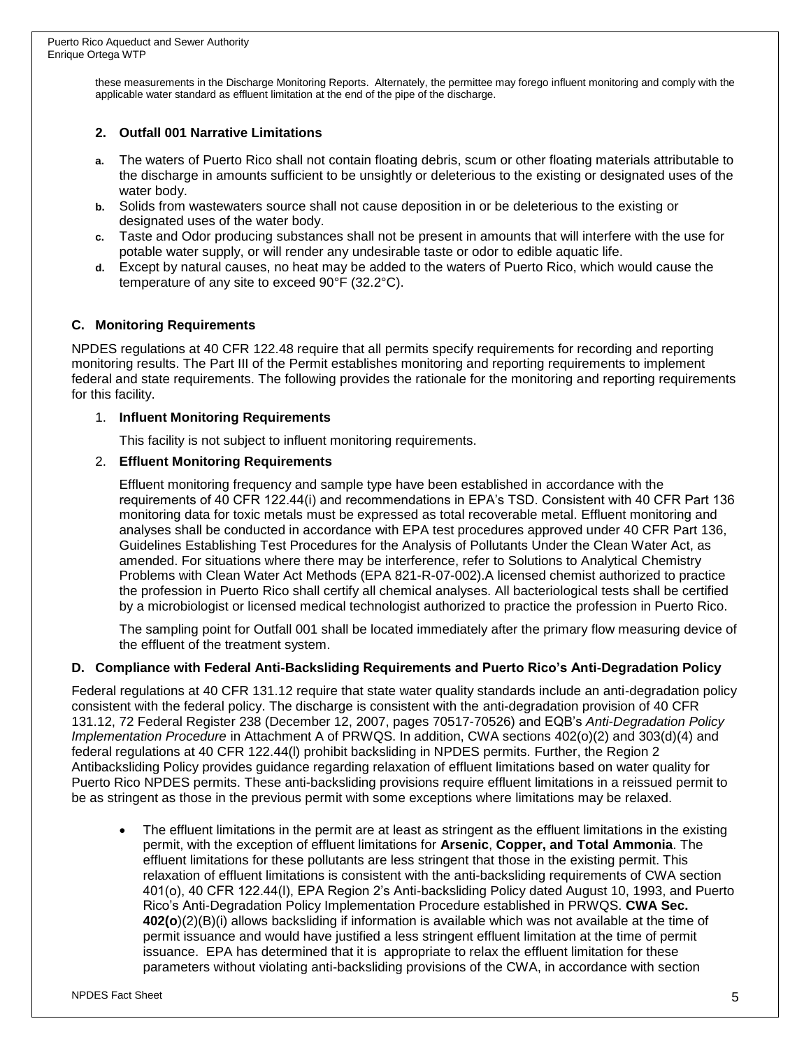these measurements in the Discharge Monitoring Reports. Alternately, the permittee may forego influent monitoring and comply with the applicable water standard as effluent limitation at the end of the pipe of the discharge.

### 2. Outfall 001 Narrative Limitations

- **a.** The waters of Puerto Rico shall not contain floating debris, scum or other floating materials attributable to the discharge in amounts sufficient to be unsightly or deleterious to the existing or designated uses of the water body.
- **b.** Solids from wastewaters source shall not cause deposition in or be deleterious to the existing or designated uses of the water body.
- **c.** Taste and Odor producing substances shall not be present in amounts that will interfere with the use for potable water supply, or will render any undesirable taste or odor to edible aquatic life.
- **d.** Except by natural causes, no heat may be added to the waters of Puerto Rico, which would cause the temperature of any site to exceed 90°F (32.2°C).

## C. Monitoring Requirements

NPDES regulations at 40 CFR 122.48 require that all permits specify requirements for recording and reporting monitoring results. The Part III of the Permit establishes monitoring and reporting requirements to implement federal and state requirements. The following provides the rationale for the monitoring and reporting requirements for this facility.

### 1. Influent Monitoring Requirements

This facility is not subject to influent monitoring requirements.

### 2. Effluent Monitoring Requirements

Effluent monitoring frequency and sample type have been established in accordance with the requirements of 40 CFR 122.44(i) and recommendations in EPA's TSD. Consistent with 40 CFR Part 136 monitoring data for toxic metals must be expressed as total recoverable metal. Effluent monitoring and analyses shall be conducted in accordance with EPA test procedures approved under 40 CFR Part 136, Guidelines Establishing Test Procedures for the Analysis of Pollutants Under the Clean Water Act, as amended. For situations where there may be interference, refer to Solutions to Analytical Chemistry Problems with Clean Water Act Methods (EPA 821-R-07-002).A licensed chemist authorized to practice the profession in Puerto Rico shall certify all chemical analyses. All bacteriological tests shall be certified by a microbiologist or licensed medical technologist authorized to practice the profession in Puerto Rico.

The sampling point for Outfall 001 shall be located immediately after the primary flow measuring device of the effluent of the treatment system.

## D. Compliance with Federal Anti-Backsliding Requirements and Puerto Rico's Anti-Degradation Policy

Federal regulations at 40 CFR 131.12 require that state water quality standards include an anti-degradation policy consistent with the federal policy. The discharge is consistent with the anti-degradation provision of 40 CFR 131.12, 72 Federal Register 238 (December 12, 2007, pages 70517-70526) and EQB's *Anti-Degradation Policy Implementation Procedure* in Attachment A of PRWQS. In addition, CWA sections 402(o)(2) and 303(d)(4) and federal regulations at 40 CFR 122.44(l) prohibit backsliding in NPDES permits. Further, the Region 2 Antibacksliding Policy provides guidance regarding relaxation of effluent limitations based on water quality for Puerto Rico NPDES permits. These anti-backsliding provisions require effluent limitations in a reissued permit to be as stringent as those in the previous permit with some exceptions where limitations may be relaxed.

- The effluent limitations in the permit are at least as stringent as the effluent limitations in the existing permit, with the exception of effluent limitations for **Arsenic**, **Copper, and Total Ammonia**. The effluent limitations for these pollutants are less stringent that those in the existing permit. This relaxation of effluent limitations is consistent with the anti-backsliding requirements of CWA section 401(o), 40 CFR 122.44(l), EPA Region 2's Anti-backsliding Policy dated August 10, 1993, and Puerto Rico's Anti-Degradation Policy Implementation Procedure established in PRWQS. **CWA Sec. 402(o**)(2)(B)(i) allows backsliding if information is available which was not available at the time of permit issuance and would have justified a less stringent effluent limitation at the time of permit issuance. EPA has determined that it is appropriate to relax the effluent limitation for these parameters without violating anti-backsliding provisions of the CWA, in accordance with section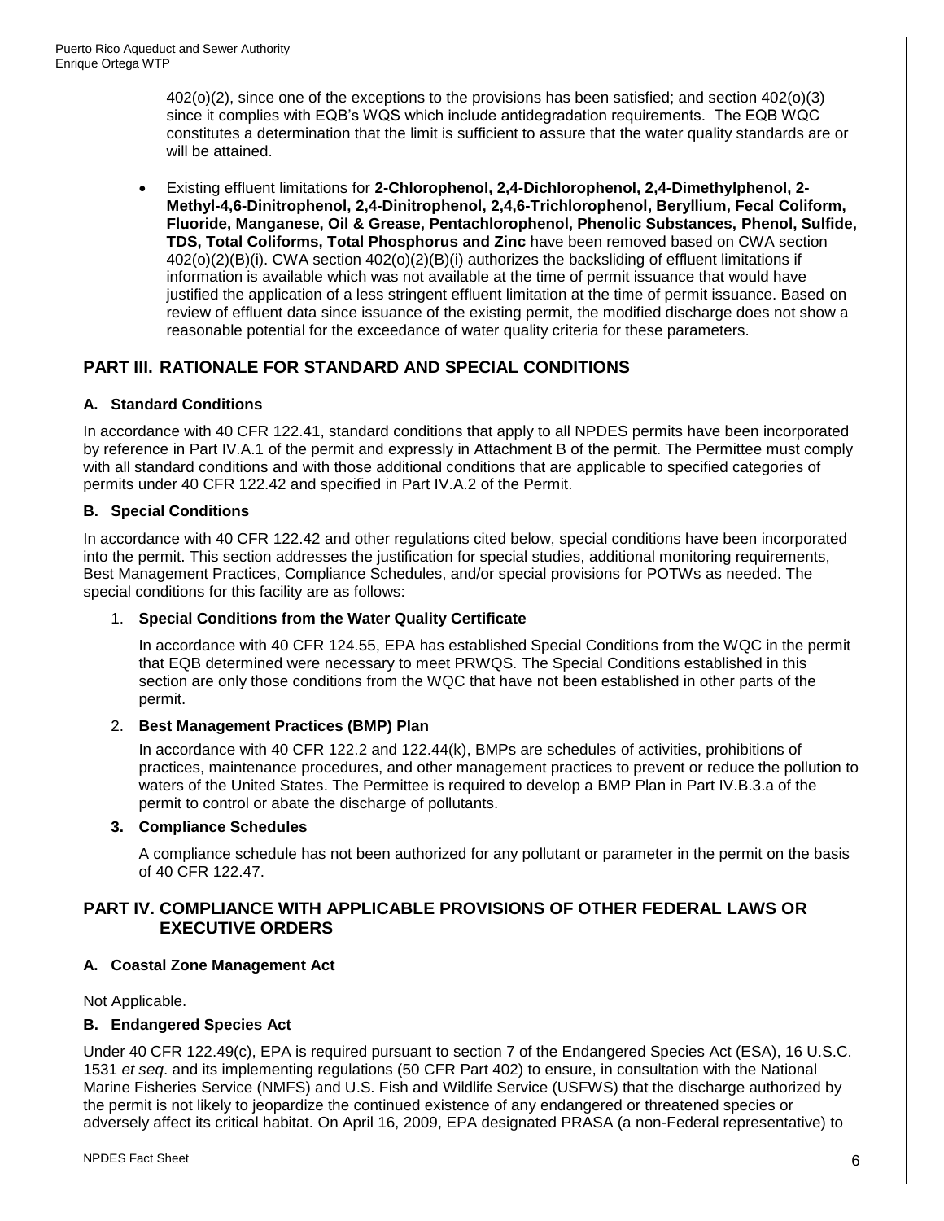402(o)(2), since one of the exceptions to the provisions has been satisfied; and section 402(o)(3) since it complies with EQB's WQS which include antidegradation requirements. The EQB WQC constitutes a determination that the limit is sufficient to assure that the water quality standards are or will be attained.

- Existing effluent limitations for **2-Chlorophenol, 2,4-Dichlorophenol, 2,4-Dimethylphenol, 2-Methyl-4,6-Dinitrophenol, 2,4-Dinitrophenol, 2,4,6-Trichlorophenol, Beryllium, Fecal Coliform, Fluoride, Manganese, Oil & Grease, Pentachlorophenol, Phenolic Substances, Phenol, Sulfide, TDS, Total Coliforms, Total Phosphorus and Zinc** have been removed based on CWA section 402(o)(2)(B)(i). CWA section 402(o)(2)(B)(i) authorizes the backsliding of effluent limitations if information is available which was not available at the time of permit issuance that would have justified the application of a less stringent effluent limitation at the time of permit issuance. Based on review of effluent data since issuance of the existing permit, the modified discharge does not show a reasonable potential for the exceedance of water quality criteria for these parameters.

## PART III. RATIONALE FOR STANDARD AND SPECIAL CONDITIONS

### A. Standard Conditions

In accordance with 40 CFR 122.41, standard conditions that apply to all NPDES permits have been incorporated by reference in Part IV.A.1 of the permit and expressly in Attachment B of the permit. The Permittee must comply with all standard conditions and with those additional conditions that are applicable to specified categories of permits under 40 CFR 122.42 and specified in Part IV.A.2 of the Permit.

### B. Special Conditions

In accordance with 40 CFR 122.42 and other regulations cited below, special conditions have been incorporated into the permit. This section addresses the justification for special studies, additional monitoring requirements, Best Management Practices, Compliance Schedules, and/or special provisions for POTWs as needed. The special conditions for this facility are as follows:

1. **Special Conditions from the Water Quality Certificate**

   In accordance with 40 CFR 124.55, EPA has established Special Conditions from the WQC in the permit that EQB determined were necessary to meet PRWQS. The Special Conditions established in this section are only those conditions from the WQC that have not been established in other parts of the permit.

2. **Best Management Practices (BMP) Plan**

   In accordance with 40 CFR 122.2 and 122.44(k), BMPs are schedules of activities, prohibitions of practices, maintenance procedures, and other management practices to prevent or reduce the pollution to waters of the United States. The Permittee is required to develop a BMP Plan in Part IV.B.3.a of the permit to control or abate the discharge of pollutants.

3. **Compliance Schedules**

   A compliance schedule has not been authorized for any pollutant or parameter in the permit on the basis of 40 CFR 122.47.

## PART IV. COMPLIANCE WITH APPLICABLE PROVISIONS OF OTHER FEDERAL LAWS OR EXECUTIVE ORDERS

### A. Coastal Zone Management Act

Not Applicable.

### B. Endangered Species Act

Under 40 CFR 122.49(c), EPA is required pursuant to section 7 of the Endangered Species Act (ESA), 16 U.S.C. 1531 *et seq*. and its implementing regulations (50 CFR Part 402) to ensure, in consultation with the National Marine Fisheries Service (NMFS) and U.S. Fish and Wildlife Service (USFWS) that the discharge authorized by the permit is not likely to jeopardize the continued existence of any endangered or threatened species or adversely affect its critical habitat. On April 16, 2009, EPA designated PRASA (a non-Federal representative) to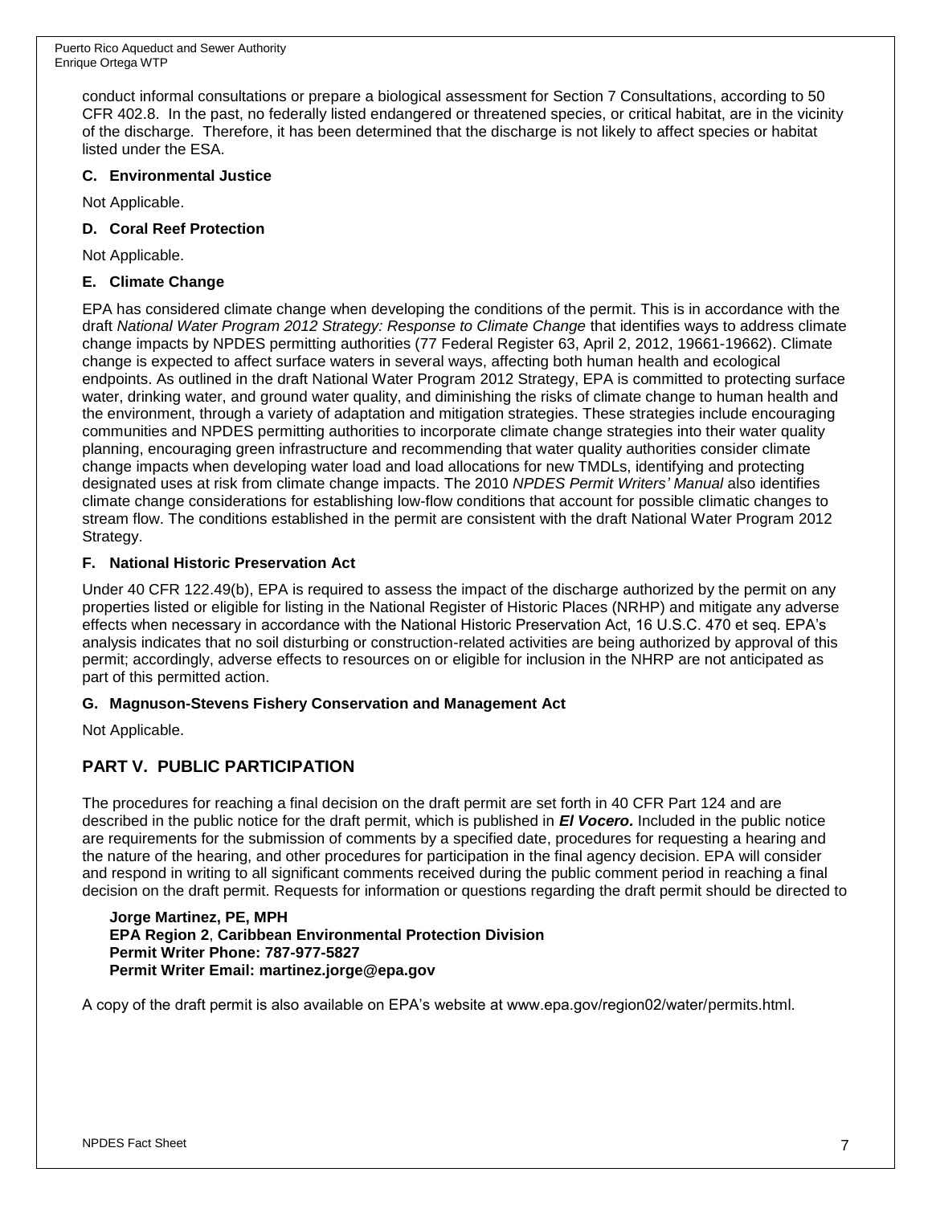conduct informal consultations or prepare a biological assessment for Section 7 Consultations, according to 50 CFR 402.8. In the past, no federally listed endangered or threatened species, or critical habitat, are in the vicinity of the discharge. Therefore, it has been determined that the discharge is not likely to affect species or habitat listed under the ESA.

### C. Environmental Justice

Not Applicable.

### D. Coral Reef Protection

Not Applicable.

### E. Climate Change

EPA has considered climate change when developing the conditions of the permit. This is in accordance with the draft *National Water Program 2012 Strategy: Response to Climate Change* that identifies ways to address climate change impacts by NPDES permitting authorities (77 Federal Register 63, April 2, 2012, 19661-19662). Climate change is expected to affect surface waters in several ways, affecting both human health and ecological endpoints. As outlined in the draft National Water Program 2012 Strategy, EPA is committed to protecting surface water, drinking water, and ground water quality, and diminishing the risks of climate change to human health and the environment, through a variety of adaptation and mitigation strategies. These strategies include encouraging communities and NPDES permitting authorities to incorporate climate change strategies into their water quality planning, encouraging green infrastructure and recommending that water quality authorities consider climate change impacts when developing water load and load allocations for new TMDLs, identifying and protecting designated uses at risk from climate change impacts. The 2010 *NPDES Permit Writers' Manual* also identifies climate change considerations for establishing low-flow conditions that account for possible climatic changes to stream flow. The conditions established in the permit are consistent with the draft National Water Program 2012 Strategy.

### F. National Historic Preservation Act

Under 40 CFR 122.49(b), EPA is required to assess the impact of the discharge authorized by the permit on any properties listed or eligible for listing in the National Register of Historic Places (NRHP) and mitigate any adverse effects when necessary in accordance with the National Historic Preservation Act, 16 U.S.C. 470 et seq. EPA's analysis indicates that no soil disturbing or construction-related activities are being authorized by approval of this permit; accordingly, adverse effects to resources on or eligible for inclusion in the NHRP are not anticipated as part of this permitted action.

### G. Magnuson-Stevens Fishery Conservation and Management Act

Not Applicable.

## PART V. PUBLIC PARTICIPATION

The procedures for reaching a final decision on the draft permit are set forth in 40 CFR Part 124 and are described in the public notice for the draft permit, which is published in ***El Vocero.*** Included in the public notice are requirements for the submission of comments by a specified date, procedures for requesting a hearing and the nature of the hearing, and other procedures for participation in the final agency decision. EPA will consider and respond in writing to all significant comments received during the public comment period in reaching a final decision on the draft permit. Requests for information or questions regarding the draft permit should be directed to

**Jorge Martinez, PE, MPH**
**EPA Region 2, Caribbean Environmental Protection Division**
**Permit Writer Phone: 787-977-5827**
**Permit Writer Email: martinez.jorge@epa.gov**

A copy of the draft permit is also available on EPA's website at www.epa.gov/region02/water/permits.html.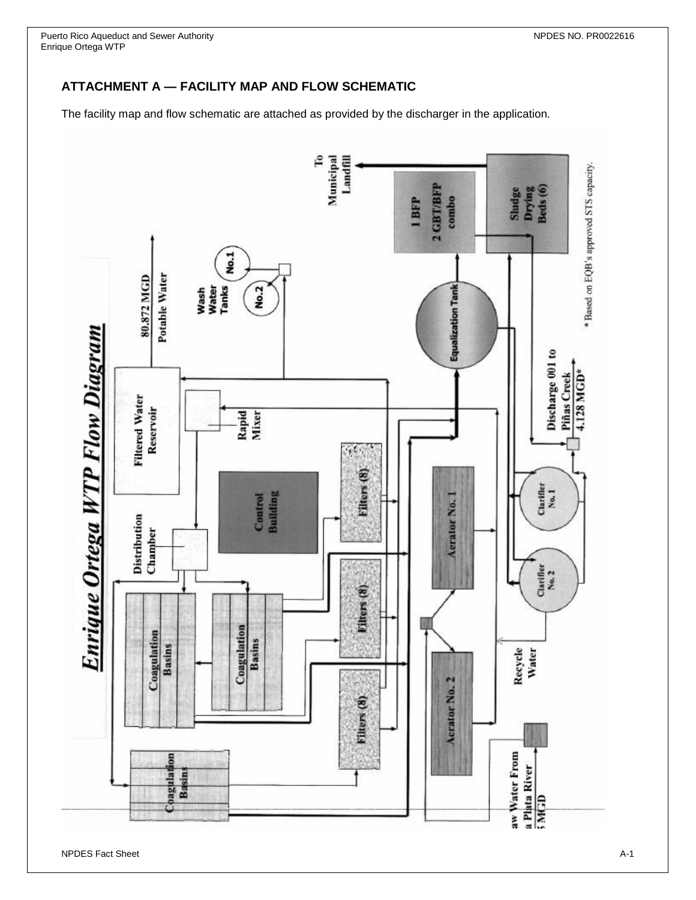## ATTACHMENT A — FACILITY MAP AND FLOW SCHEMATIC

The facility map and flow schematic are attached as provided by the discharger in the application.

**Enrique Ortega WTP Flow Diagram**

Raw Water From La Plata River 85 MGD

Coagulation Basins

Coagulation Basins

Coagulation Basins

Distribution Chamber

Filters (8)

Filters (8)

Filters (8)

Control Building

Rapid Mixer

Filtered Water Reservoir

80.872 MGD Potable Water

Wash Water Tanks No.1 No.2

Aerator No. 1

Aerator No. 2

Recycle Water

Clarifier No. 1

Clarifier No. 2

Discharge 001 to Piñas Creek 4.128 MGD*

Equalization Tank

1 BFP 2 GBT/BFP combo

Sludge Drying Beds (6)

To Municipal Landfill

\* Based on EQB's approved STS capacity.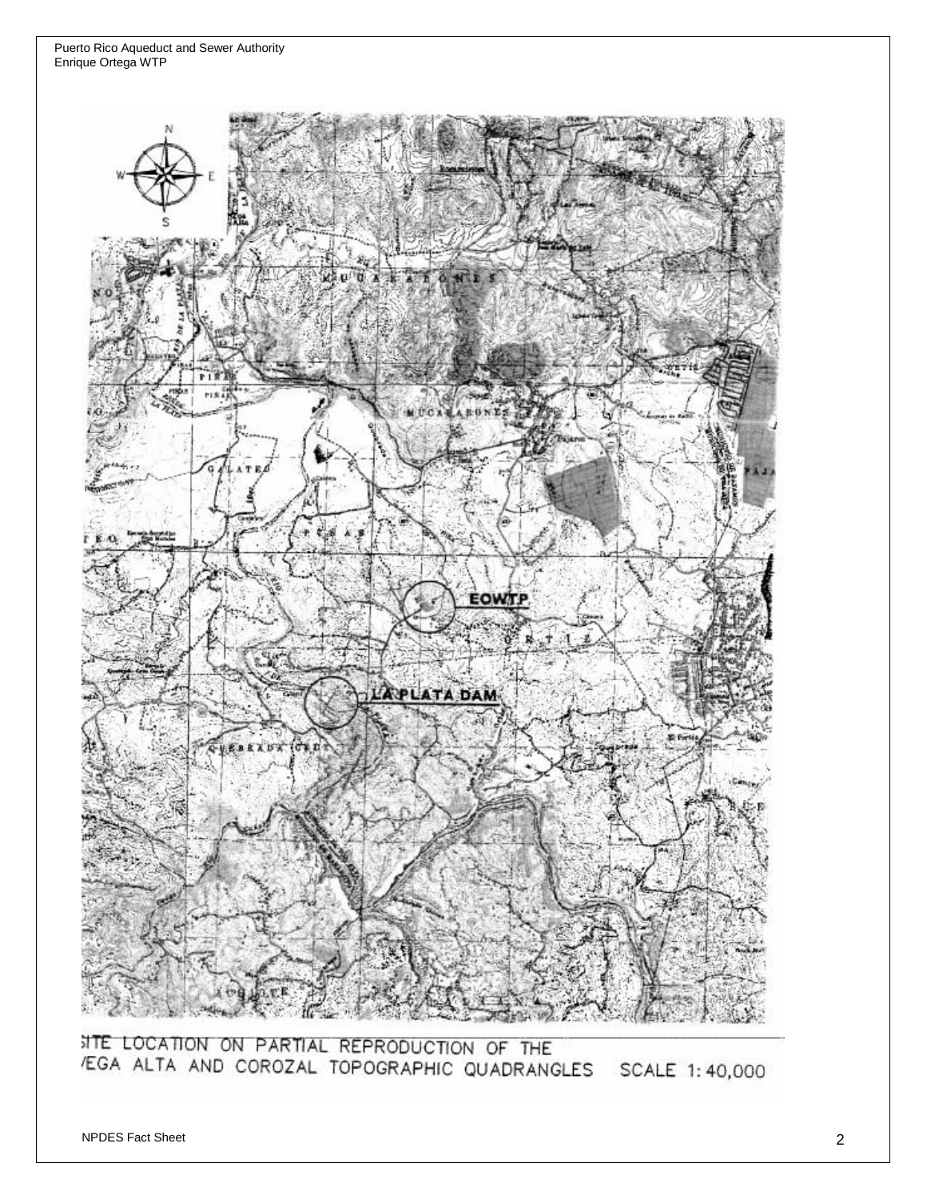SITE LOCATION ON PARTIAL REPRODUCTION OF THE VEGA ALTA AND COROZAL TOPOGRAPHIC QUADRANGLES SCALE 1: 40,000